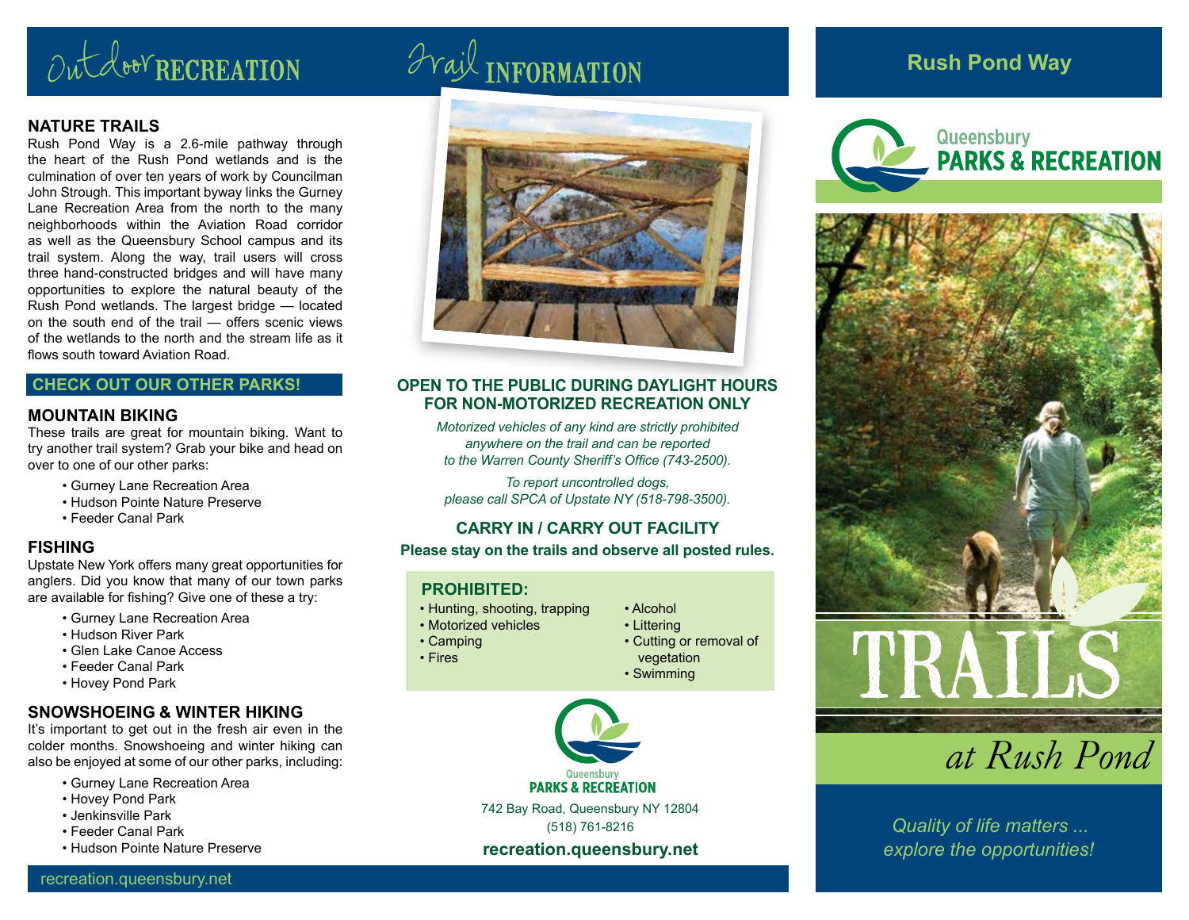# Outdoor RECREATION

## NATURE TRAILS

Rush Pond Way is a 2.6-mile pathway through the heart of the Rush Pond wetlands and is the culmination of over ten years of work by Councilman John Strough. This important byway links the Gurney Lane Recreation Area from the north to the many neighborhoods within the Aviation Road corridor as well as the Queensbury School campus and its trail system. Along the way, trail users will cross three hand-constructed bridges and will have many opportunities to explore the natural beauty of the Rush Pond wetlands. The largest bridge — located on the south end of the trail — offers scenic views of the wetlands to the north and the stream life as it flows south toward Aviation Road.

## CHECK OUT OUR OTHER PARKS!

### MOUNTAIN BIKING

These trails are great for mountain biking. Want to try another trail system? Grab your bike and head on over to one of our other parks:

- Gurney Lane Recreation Area
- Hudson Pointe Nature Preserve
- Feeder Canal Park

### FISHING

Upstate New York offers many great opportunities for anglers. Did you know that many of our town parks are available for fishing? Give one of these a try:

- Gurney Lane Recreation Area
- Hudson River Park
- Glen Lake Canoe Access
- Feeder Canal Park
- Hovey Pond Park

### SNOWSHOEING & WINTER HIKING

It's important to get out in the fresh air even in the colder months. Snowshoeing and winter hiking can also be enjoyed at some of our other parks, including:

- Gurney Lane Recreation Area
- Hovey Pond Park
- Jenkinsville Park
- Feeder Canal Park
- Hudson Pointe Nature Preserve

recreation.queensbury.net

# Trail INFORMATION

## OPEN TO THE PUBLIC DURING DAYLIGHT HOURS FOR NON-MOTORIZED RECREATION ONLY

*Motorized vehicles of any kind are strictly prohibited anywhere on the trail and can be reported to the Warren County Sheriff's Office (743-2500).*

*To report uncontrolled dogs, please call SPCA of Upstate NY (518-798-3500).*

## CARRY IN / CARRY OUT FACILITY

**Please stay on the trails and observe all posted rules.**

### PROHIBITED:

- Hunting, shooting, trapping
- Motorized vehicles
- Camping
- Fires
- Alcohol
- Littering
- Cutting or removal of vegetation
- Swimming

Queensbury PARKS & RECREATION

742 Bay Road, Queensbury NY 12804
(518) 761-8216

**recreation.queensbury.net**

# Rush Pond Way

Queensbury PARKS & RECREATION

# TRAILS

*at Rush Pond*

*Quality of life matters ... explore the opportunities!*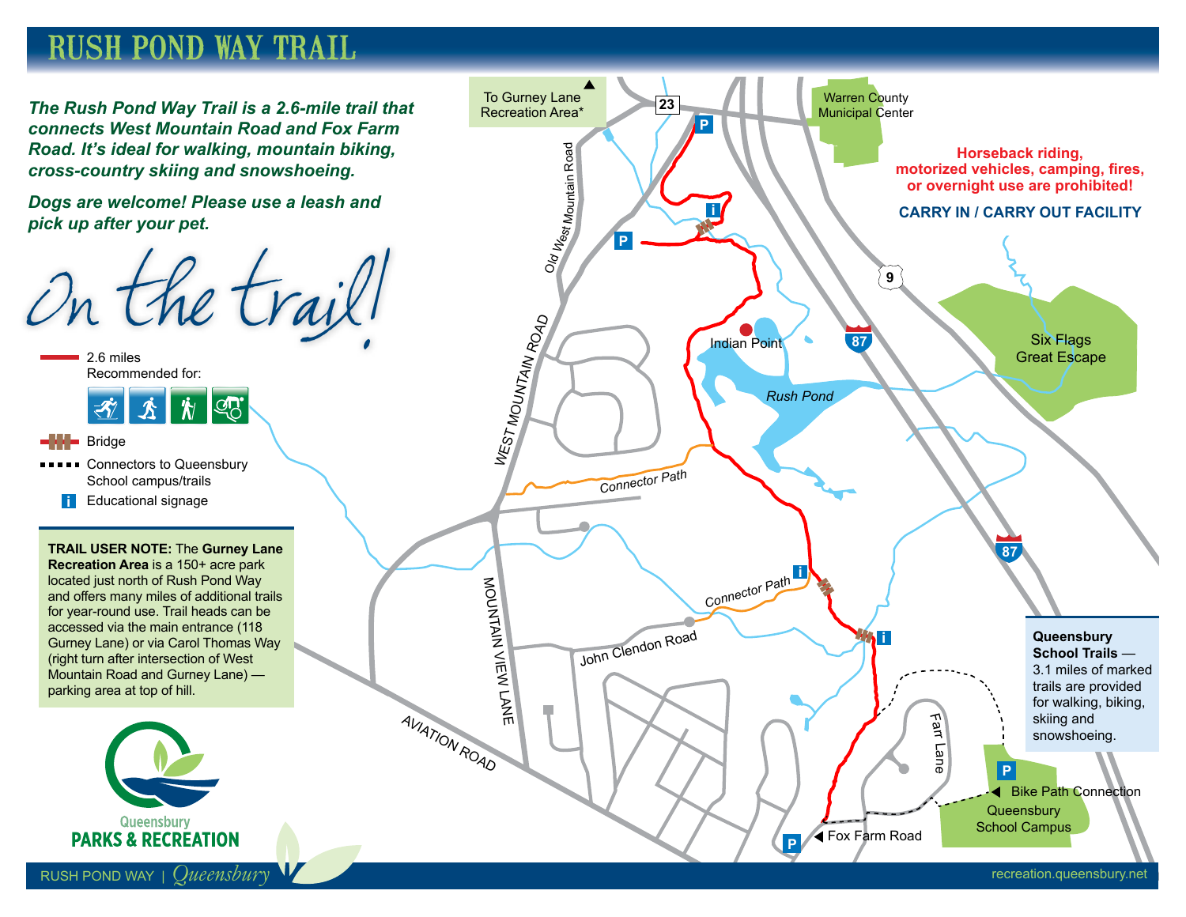# RUSH POND WAY TRAIL

***The Rush Pond Way Trail is a 2.6-mile trail that connects West Mountain Road and Fox Farm Road. It's ideal for walking, mountain biking, cross-country skiing and snowshoeing.***

***Dogs are welcome! Please use a leash and pick up after your pet.***

*On the trail!*

2.6 miles
Recommended for:

Bridge

Connectors to Queensbury School campus/trails

Educational signage

**TRAIL USER NOTE:** The **Gurney Lane Recreation Area** is a 150+ acre park located just north of Rush Pond Way and offers many miles of additional trails for year-round use. Trail heads can be accessed via the main entrance (118 Gurney Lane) or via Carol Thomas Way (right turn after intersection of West Mountain Road and Gurney Lane) — parking area at top of hill.

Queensbury
PARKS & RECREATION

**Horseback riding, motorized vehicles, camping, fires, or overnight use are prohibited!**

**CARRY IN / CARRY OUT FACILITY**

**Queensbury School Trails** — 3.1 miles of marked trails are provided for walking, biking, skiing and snowshoeing.

To Gurney Lane Recreation Area*
23
Warren County Municipal Center
Old West Mountain Road
9
Indian Point
87
Six Flags Great Escape
Rush Pond
WEST MOUNTAIN ROAD
Connector Path
Connector Path
87
John Clendon Road
MOUNTAIN VIEW LANE
AVIATION ROAD
Farr Lane
Bike Path Connection
Queensbury School Campus
Fox Farm Road

RUSH POND WAY | *Queensbury*

recreation.queensbury.net